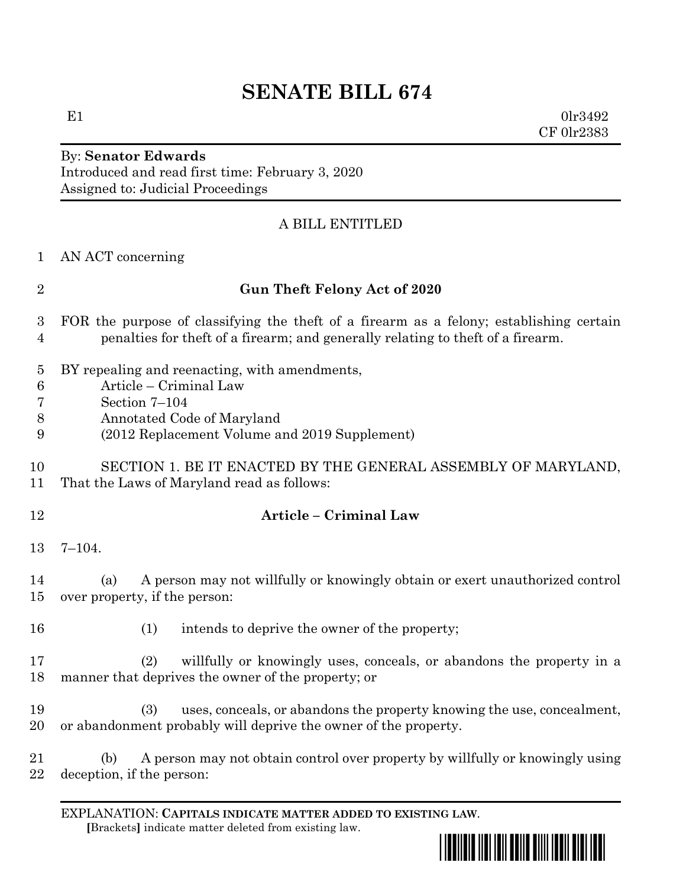# SENATE BILL 674

E1 0lr3492
CF 0lr2383

By: **Senator Edwards**
Introduced and read first time: February 3, 2020
Assigned to: Judicial Proceedings

A BILL ENTITLED

1 AN ACT concerning

2 **Gun Theft Felony Act of 2020**

3 FOR the purpose of classifying the theft of a firearm as a felony; establishing certain
4 penalties for theft of a firearm; and generally relating to theft of a firearm.

5 BY repealing and reenacting, with amendments,
6 Article – Criminal Law
7 Section 7–104
8 Annotated Code of Maryland
9 (2012 Replacement Volume and 2019 Supplement)

10 SECTION 1. BE IT ENACTED BY THE GENERAL ASSEMBLY OF MARYLAND,
11 That the Laws of Maryland read as follows:

12 **Article – Criminal Law**

13 7–104.

14 (a) A person may not willfully or knowingly obtain or exert unauthorized control
15 over property, if the person:

16 (1) intends to deprive the owner of the property;

17 (2) willfully or knowingly uses, conceals, or abandons the property in a
18 manner that deprives the owner of the property; or

19 (3) uses, conceals, or abandons the property knowing the use, concealment,
20 or abandonment probably will deprive the owner of the property.

21 (b) A person may not obtain control over property by willfully or knowingly using
22 deception, if the person:

EXPLANATION: **CAPITALS INDICATE MATTER ADDED TO EXISTING LAW**.
[Brackets] indicate matter deleted from existing law.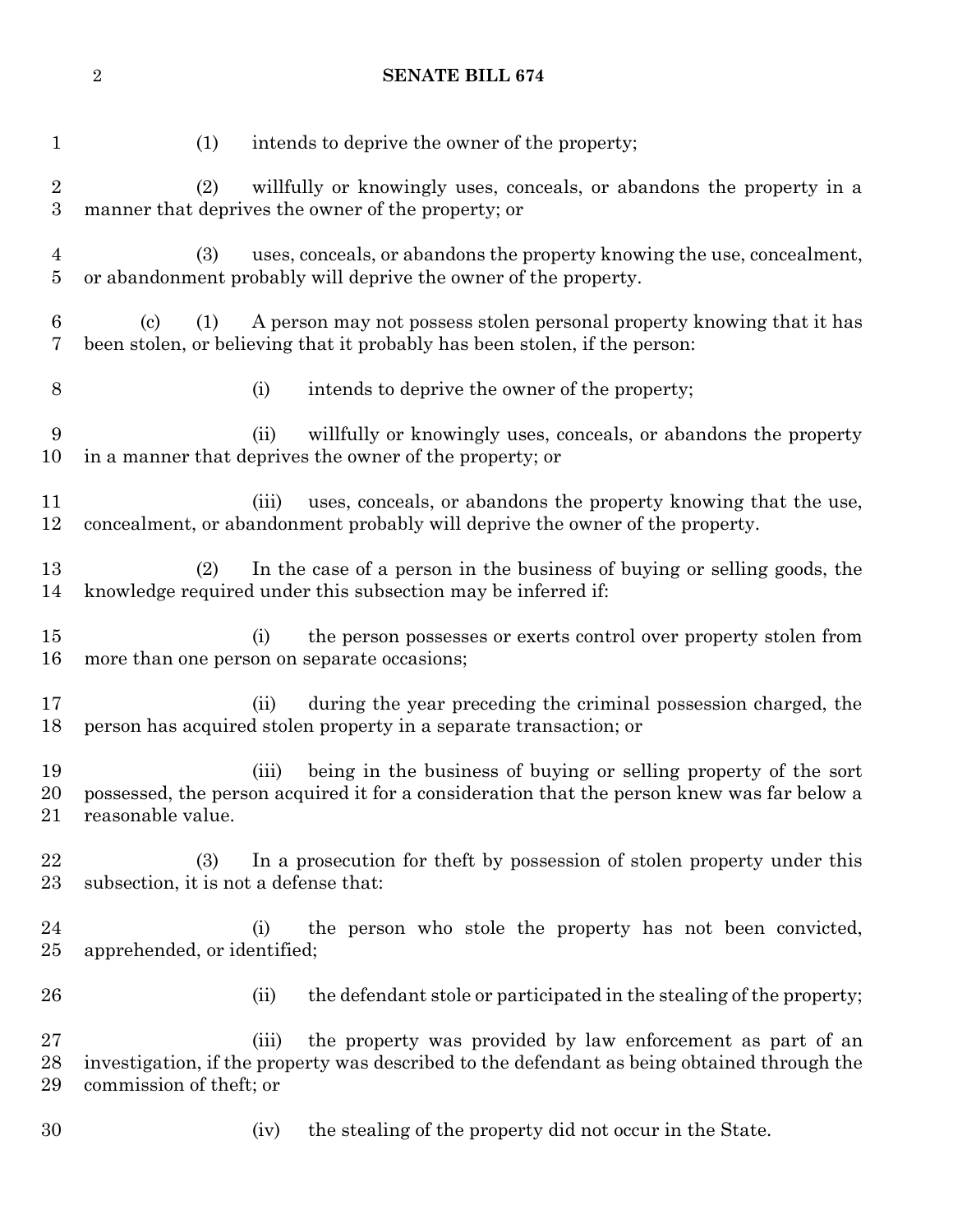(1) intends to deprive the owner of the property;

(2) willfully or knowingly uses, conceals, or abandons the property in a manner that deprives the owner of the property; or

(3) uses, conceals, or abandons the property knowing the use, concealment, or abandonment probably will deprive the owner of the property.

(c) (1) A person may not possess stolen personal property knowing that it has been stolen, or believing that it probably has been stolen, if the person:

(i) intends to deprive the owner of the property;

(ii) willfully or knowingly uses, conceals, or abandons the property in a manner that deprives the owner of the property; or

(iii) uses, conceals, or abandons the property knowing that the use, concealment, or abandonment probably will deprive the owner of the property.

(2) In the case of a person in the business of buying or selling goods, the knowledge required under this subsection may be inferred if:

(i) the person possesses or exerts control over property stolen from more than one person on separate occasions;

(ii) during the year preceding the criminal possession charged, the person has acquired stolen property in a separate transaction; or

(iii) being in the business of buying or selling property of the sort possessed, the person acquired it for a consideration that the person knew was far below a reasonable value.

(3) In a prosecution for theft by possession of stolen property under this subsection, it is not a defense that:

(i) the person who stole the property has not been convicted, apprehended, or identified;

(ii) the defendant stole or participated in the stealing of the property;

(iii) the property was provided by law enforcement as part of an investigation, if the property was described to the defendant as being obtained through the commission of theft; or

(iv) the stealing of the property did not occur in the State.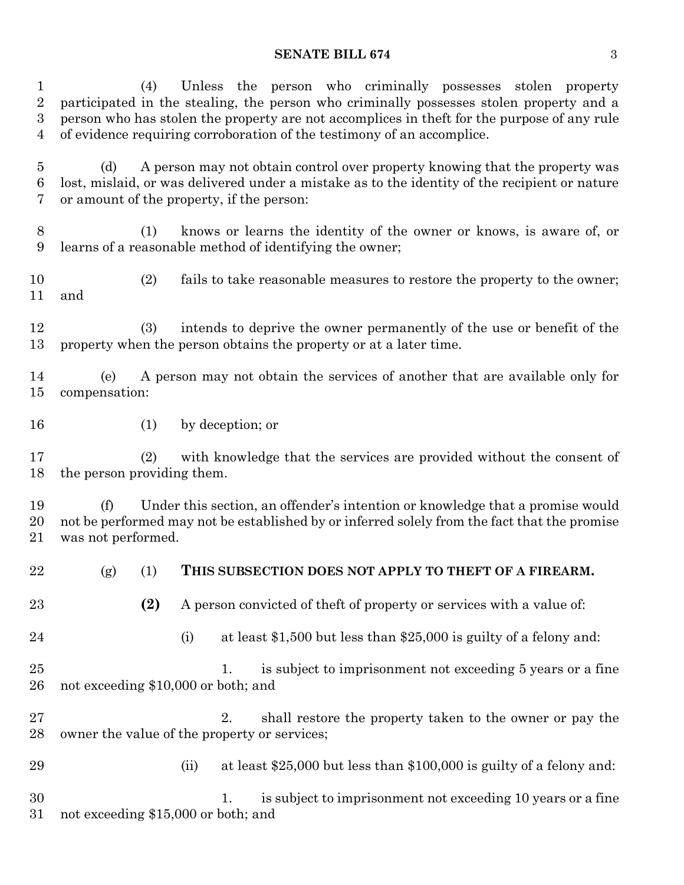(4) Unless the person who criminally possesses stolen property participated in the stealing, the person who criminally possesses stolen property and a person who has stolen the property are not accomplices in theft for the purpose of any rule of evidence requiring corroboration of the testimony of an accomplice.

(d) A person may not obtain control over property knowing that the property was lost, mislaid, or was delivered under a mistake as to the identity of the recipient or nature or amount of the property, if the person:

(1) knows or learns the identity of the owner or knows, is aware of, or learns of a reasonable method of identifying the owner;

(2) fails to take reasonable measures to restore the property to the owner; and

(3) intends to deprive the owner permanently of the use or benefit of the property when the person obtains the property or at a later time.

(e) A person may not obtain the services of another that are available only for compensation:

(1) by deception; or

(2) with knowledge that the services are provided without the consent of the person providing them.

(f) Under this section, an offender's intention or knowledge that a promise would not be performed may not be established by or inferred solely from the fact that the promise was not performed.

(g) (1) **THIS SUBSECTION DOES NOT APPLY TO THEFT OF A FIREARM.**

**(2)** A person convicted of theft of property or services with a value of:

(i) at least $1,500 but less than $25,000 is guilty of a felony and:

1. is subject to imprisonment not exceeding 5 years or a fine not exceeding $10,000 or both; and

2. shall restore the property taken to the owner or pay the owner the value of the property or services;

(ii) at least $25,000 but less than $100,000 is guilty of a felony and:

1. is subject to imprisonment not exceeding 10 years or a fine not exceeding $15,000 or both; and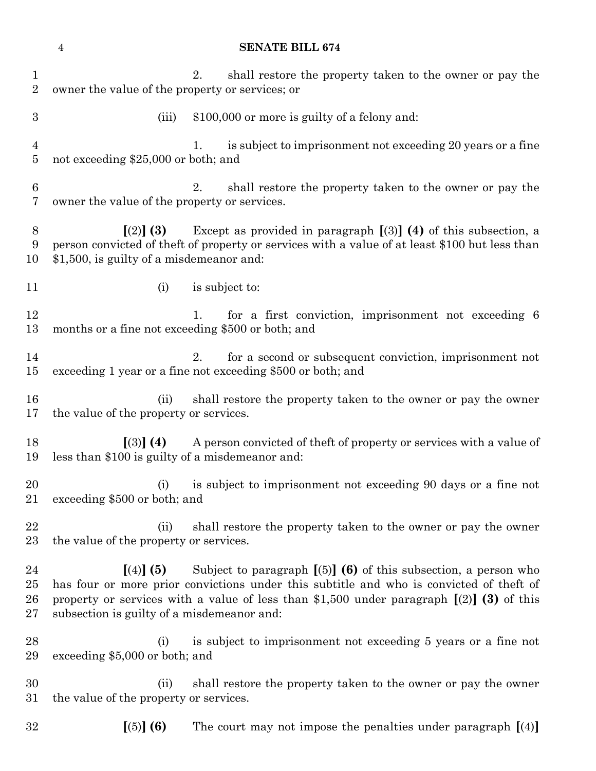2. shall restore the property taken to the owner or pay the owner the value of the property or services; or

(iii) $100,000 or more is guilty of a felony and:

1. is subject to imprisonment not exceeding 20 years or a fine not exceeding $25,000 or both; and

2. shall restore the property taken to the owner or pay the owner the value of the property or services.

**[**(2)**] (3)** Except as provided in paragraph **[**(3)**] (4)** of this subsection, a person convicted of theft of property or services with a value of at least $100 but less than $1,500, is guilty of a misdemeanor and:

(i) is subject to:

1. for a first conviction, imprisonment not exceeding 6 months or a fine not exceeding $500 or both; and

2. for a second or subsequent conviction, imprisonment not exceeding 1 year or a fine not exceeding $500 or both; and

(ii) shall restore the property taken to the owner or pay the owner the value of the property or services.

**[**(3)**] (4)** A person convicted of theft of property or services with a value of less than $100 is guilty of a misdemeanor and:

(i) is subject to imprisonment not exceeding 90 days or a fine not exceeding $500 or both; and

(ii) shall restore the property taken to the owner or pay the owner the value of the property or services.

**[**(4)**] (5)** Subject to paragraph **[**(5)**] (6)** of this subsection, a person who has four or more prior convictions under this subtitle and who is convicted of theft of property or services with a value of less than $1,500 under paragraph **[**(2)**] (3)** of this subsection is guilty of a misdemeanor and:

(i) is subject to imprisonment not exceeding 5 years or a fine not exceeding $5,000 or both; and

(ii) shall restore the property taken to the owner or pay the owner the value of the property or services.

**[**(5)**] (6)** The court may not impose the penalties under paragraph **[**(4)**]**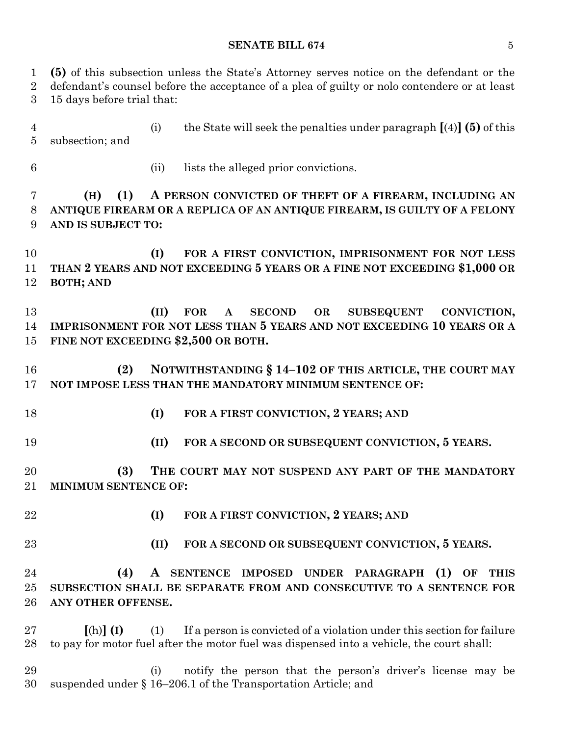**(5)** of this subsection unless the State's Attorney serves notice on the defendant or the defendant's counsel before the acceptance of a plea of guilty or nolo contendere or at least 15 days before trial that:

(i) the State will seek the penalties under paragraph **[**(4)**] (5)** of this subsection; and

(ii) lists the alleged prior convictions.

**(H) (1) A PERSON CONVICTED OF THEFT OF A FIREARM, INCLUDING AN ANTIQUE FIREARM OR A REPLICA OF AN ANTIQUE FIREARM, IS GUILTY OF A FELONY AND IS SUBJECT TO:**

**(I) FOR A FIRST CONVICTION, IMPRISONMENT FOR NOT LESS THAN 2 YEARS AND NOT EXCEEDING 5 YEARS OR A FINE NOT EXCEEDING $1,000 OR BOTH; AND**

**(II) FOR A SECOND OR SUBSEQUENT CONVICTION, IMPRISONMENT FOR NOT LESS THAN 5 YEARS AND NOT EXCEEDING 10 YEARS OR A FINE NOT EXCEEDING $2,500 OR BOTH.**

**(2) NOTWITHSTANDING § 14–102 OF THIS ARTICLE, THE COURT MAY NOT IMPOSE LESS THAN THE MANDATORY MINIMUM SENTENCE OF:**

**(I) FOR A FIRST CONVICTION, 2 YEARS; AND**

**(II) FOR A SECOND OR SUBSEQUENT CONVICTION, 5 YEARS.**

**(3) THE COURT MAY NOT SUSPEND ANY PART OF THE MANDATORY MINIMUM SENTENCE OF:**

**(I) FOR A FIRST CONVICTION, 2 YEARS; AND**

**(II) FOR A SECOND OR SUBSEQUENT CONVICTION, 5 YEARS.**

**(4) A SENTENCE IMPOSED UNDER PARAGRAPH (1) OF THIS SUBSECTION SHALL BE SEPARATE FROM AND CONSECUTIVE TO A SENTENCE FOR ANY OTHER OFFENSE.**

**[**(h)**] (I)** (1) If a person is convicted of a violation under this section for failure to pay for motor fuel after the motor fuel was dispensed into a vehicle, the court shall:

(i) notify the person that the person's driver's license may be suspended under § 16–206.1 of the Transportation Article; and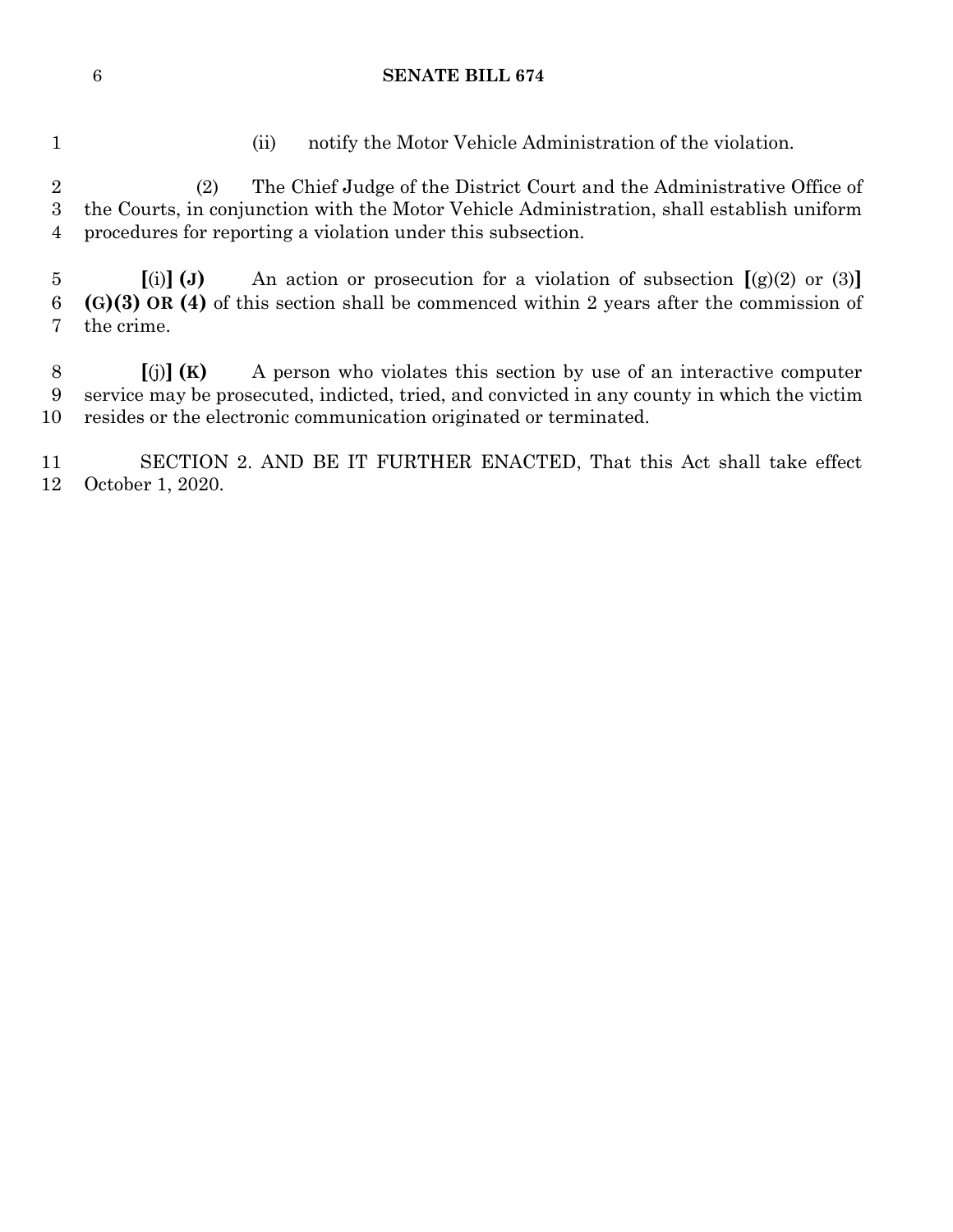(ii) notify the Motor Vehicle Administration of the violation.

(2) The Chief Judge of the District Court and the Administrative Office of the Courts, in conjunction with the Motor Vehicle Administration, shall establish uniform procedures for reporting a violation under this subsection.

**[**(i)**]** **(J)** An action or prosecution for a violation of subsection **[**(g)(2) or (3)**]** **(G)(3) OR (4)** of this section shall be commenced within 2 years after the commission of the crime.

**[**(j)**]** **(K)** A person who violates this section by use of an interactive computer service may be prosecuted, indicted, tried, and convicted in any county in which the victim resides or the electronic communication originated or terminated.

SECTION 2. AND BE IT FURTHER ENACTED, That this Act shall take effect October 1, 2020.